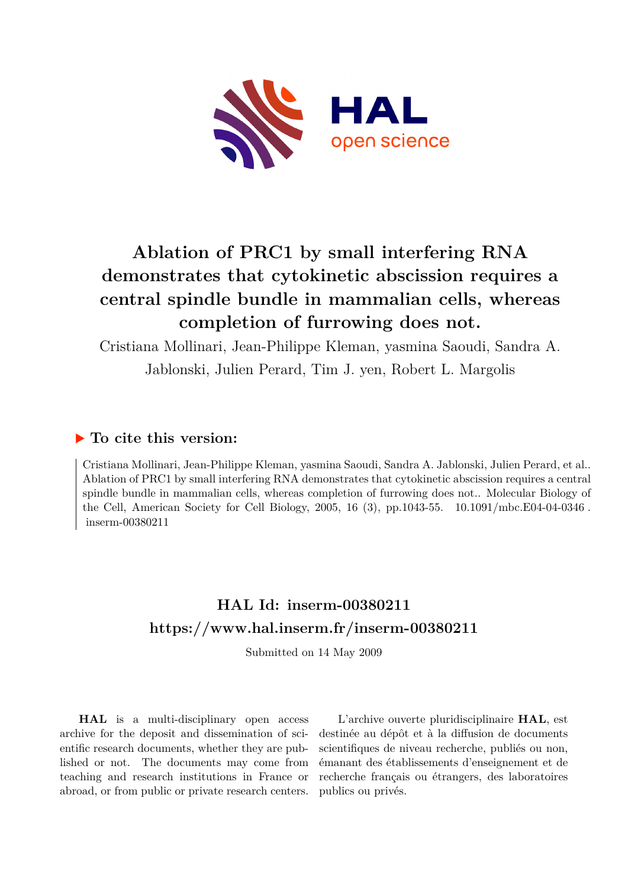# Ablation of PRC1 by small interfering RNA demonstrates that cytokinetic abscission requires a central spindle bundle in mammalian cells, whereas completion of furrowing does not.

Cristiana Mollinari, Jean-Philippe Kleman, yasmina Saoudi, Sandra A. Jablonski, Julien Perard, Tim J. yen, Robert L. Margolis

## ▶ To cite this version:

Cristiana Mollinari, Jean-Philippe Kleman, yasmina Saoudi, Sandra A. Jablonski, Julien Perard, et al.. Ablation of PRC1 by small interfering RNA demonstrates that cytokinetic abscission requires a central spindle bundle in mammalian cells, whereas completion of furrowing does not.. Molecular Biology of the Cell, American Society for Cell Biology, 2005, 16 (3), pp.1043-55. 10.1091/mbc.E04-04-0346 . inserm-00380211

## HAL Id: inserm-00380211
## https://www.hal.inserm.fr/inserm-00380211

Submitted on 14 May 2009

**HAL** is a multi-disciplinary open access archive for the deposit and dissemination of scientific research documents, whether they are published or not. The documents may come from teaching and research institutions in France or abroad, or from public or private research centers.

L'archive ouverte pluridisciplinaire **HAL**, est destinée au dépôt et à la diffusion de documents scientifiques de niveau recherche, publiés ou non, émanant des établissements d'enseignement et de recherche français ou étrangers, des laboratoires publics ou privés.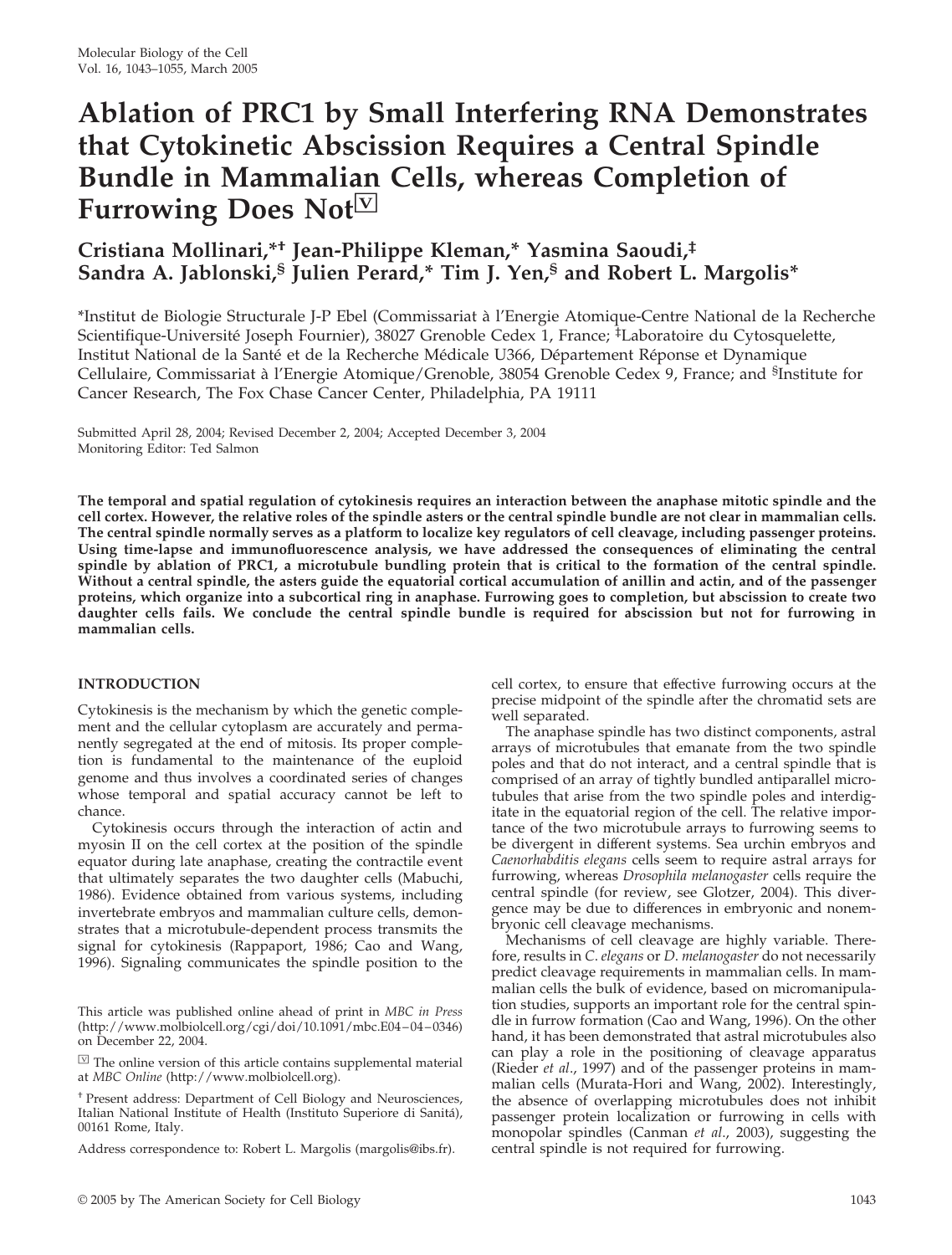# Ablation of PRC1 by Small Interfering RNA Demonstrates that Cytokinetic Abscission Requires a Central Spindle Bundle in Mammalian Cells, whereas Completion of Furrowing Does Not

**Cristiana Mollinari,*† Jean-Philippe Kleman,* Yasmina Saoudi,‡ Sandra A. Jablonski,§ Julien Perard,* Tim J. Yen,§ and Robert L. Margolis***

*Institut de Biologie Structurale J-P Ebel (Commissariat à l'Energie Atomique-Centre National de la Recherche Scientifique-Université Joseph Fournier), 38027 Grenoble Cedex 1, France; ‡Laboratoire du Cytosquelette, Institut National de la Santé et de la Recherche Médicale U366, Département Réponse et Dynamique Cellulaire, Commissariat à l'Energie Atomique/Grenoble, 38054 Grenoble Cedex 9, France; and §Institute for Cancer Research, The Fox Chase Cancer Center, Philadelphia, PA 19111

Submitted April 28, 2004; Revised December 2, 2004; Accepted December 3, 2004
Monitoring Editor: Ted Salmon

**The temporal and spatial regulation of cytokinesis requires an interaction between the anaphase mitotic spindle and the cell cortex. However, the relative roles of the spindle asters or the central spindle bundle are not clear in mammalian cells. The central spindle normally serves as a platform to localize key regulators of cell cleavage, including passenger proteins. Using time-lapse and immunofluorescence analysis, we have addressed the consequences of eliminating the central spindle by ablation of PRC1, a microtubule bundling protein that is critical to the formation of the central spindle. Without a central spindle, the asters guide the equatorial cortical accumulation of anillin and actin, and of the passenger proteins, which organize into a subcortical ring in anaphase. Furrowing goes to completion, but abscission to create two daughter cells fails. We conclude the central spindle bundle is required for abscission but not for furrowing in mammalian cells.**

## INTRODUCTION

Cytokinesis is the mechanism by which the genetic complement and the cellular cytoplasm are accurately and permanently segregated at the end of mitosis. Its proper completion is fundamental to the maintenance of the euploid genome and thus involves a coordinated series of changes whose temporal and spatial accuracy cannot be left to chance.

Cytokinesis occurs through the interaction of actin and myosin II on the cell cortex at the position of the spindle equator during late anaphase, creating the contractile event that ultimately separates the two daughter cells (Mabuchi, 1986). Evidence obtained from various systems, including invertebrate embryos and mammalian culture cells, demonstrates that a microtubule-dependent process transmits the signal for cytokinesis (Rappaport, 1986; Cao and Wang, 1996). Signaling communicates the spindle position to the cell cortex, to ensure that effective furrowing occurs at the precise midpoint of the spindle after the chromatid sets are well separated.

The anaphase spindle has two distinct components, astral arrays of microtubules that emanate from the two spindle poles and that do not interact, and a central spindle that is comprised of an array of tightly bundled antiparallel microtubules that arise from the two spindle poles and interdigitate in the equatorial region of the cell. The relative importance of the two microtubule arrays to furrowing seems to be divergent in different systems. Sea urchin embryos and *Caenorhabditis elegans* cells seem to require astral arrays for furrowing, whereas *Drosophila melanogaster* cells require the central spindle (for review, see Glotzer, 2004). This divergence may be due to differences in embryonic and nonembryonic cell cleavage mechanisms.

Mechanisms of cell cleavage are highly variable. Therefore, results in *C. elegans* or *D. melanogaster* do not necessarily predict cleavage requirements in mammalian cells. In mammalian cells the bulk of evidence, based on micromanipulation studies, supports an important role for the central spindle in furrow formation (Cao and Wang, 1996). On the other hand, it has been demonstrated that astral microtubules also can play a role in the positioning of cleavage apparatus (Rieder *et al*., 1997) and of the passenger proteins in mammalian cells (Murata-Hori and Wang, 2002). Interestingly, the absence of overlapping microtubules does not inhibit passenger protein localization or furrowing in cells with monopolar spindles (Canman *et al*., 2003), suggesting the central spindle is not required for furrowing.

This article was published online ahead of print in *MBC in Press* (http://www.molbiolcell.org/cgi/doi/10.1091/mbc.E04–04–0346) on December 22, 2004.

The online version of this article contains supplemental material at *MBC Online* (http://www.molbiolcell.org).

† Present address: Department of Cell Biology and Neurosciences, Italian National Institute of Health (Instituto Superiore di Sanitá), 00161 Rome, Italy.

Address correspondence to: Robert L. Margolis (margolis@ibs.fr).

© 2005 by The American Society for Cell Biology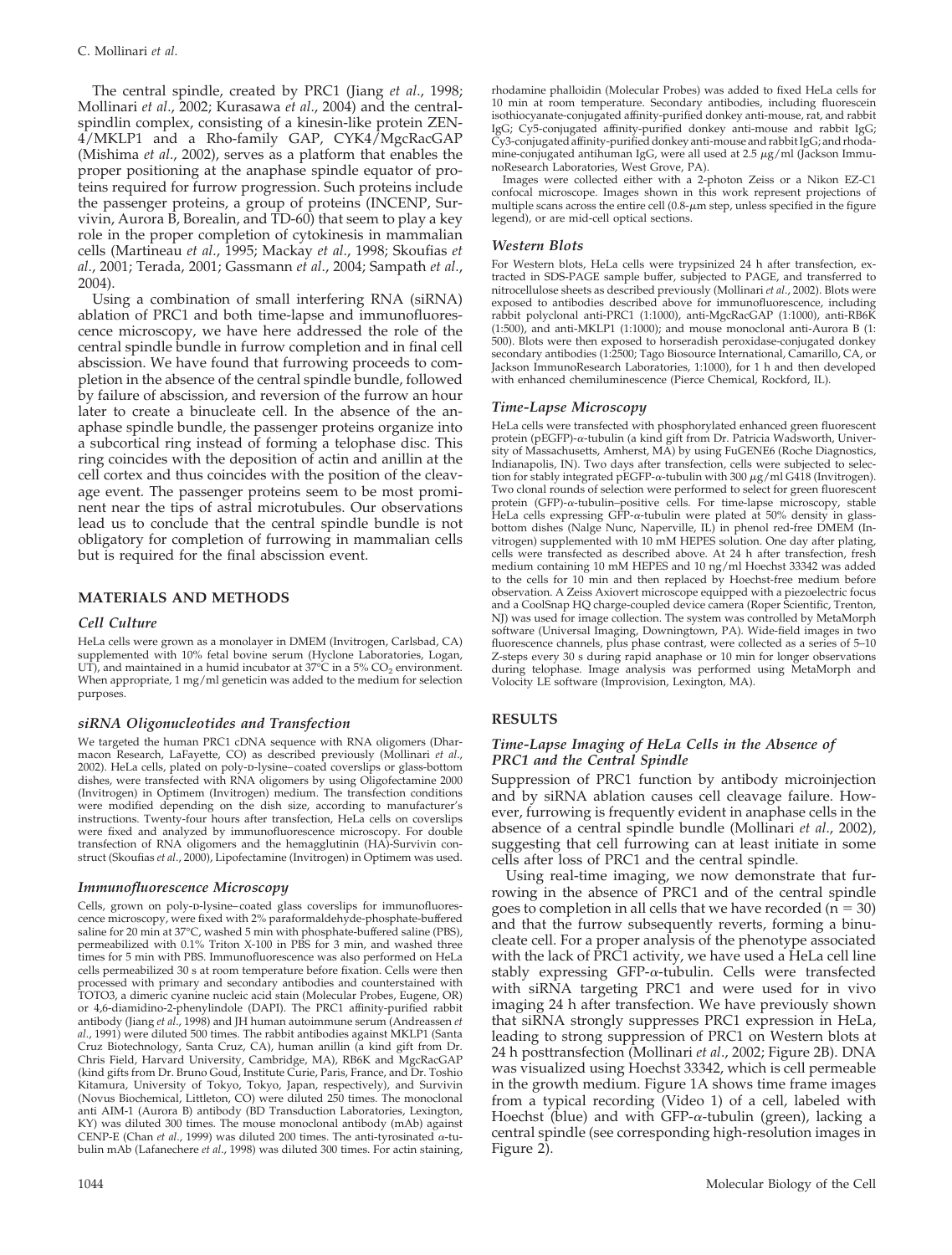The central spindle, created by PRC1 (Jiang *et al*., 1998; Mollinari *et al*., 2002; Kurasawa *et al*., 2004) and the centralspindlin complex, consisting of a kinesin-like protein ZEN-4/MKLP1 and a Rho-family GAP, CYK4/MgcRacGAP (Mishima *et al*., 2002), serves as a platform that enables the proper positioning at the anaphase spindle equator of proteins required for furrow progression. Such proteins include the passenger proteins, a group of proteins (INCENP, Survivin, Aurora B, Borealin, and TD-60) that seem to play a key role in the proper completion of cytokinesis in mammalian cells (Martineau *et al*., 1995; Mackay *et al*., 1998; Skoufias *et al*., 2001; Terada, 2001; Gassmann *et al*., 2004; Sampath *et al*., 2004).

Using a combination of small interfering RNA (siRNA) ablation of PRC1 and both time-lapse and immunofluorescence microscopy, we have here addressed the role of the central spindle bundle in furrow completion and in final cell abscission. We have found that furrowing proceeds to completion in the absence of the central spindle bundle, followed by failure of abscission, and reversion of the furrow an hour later to create a binucleate cell. In the absence of the anaphase spindle bundle, the passenger proteins organize into a subcortical ring instead of forming a telophase disc. This ring coincides with the deposition of actin and anillin at the cell cortex and thus coincides with the position of the cleavage event. The passenger proteins seem to be most prominent near the tips of astral microtubules. Our observations lead us to conclude that the central spindle bundle is not obligatory for completion of furrowing in mammalian cells but is required for the final abscission event.

## MATERIALS AND METHODS

### Cell Culture

HeLa cells were grown as a monolayer in DMEM (Invitrogen, Carlsbad, CA) supplemented with 10% fetal bovine serum (Hyclone Laboratories, Logan, UT), and maintained in a humid incubator at 37°C in a 5% $CO_2$ environment. When appropriate, 1 mg/ml geneticin was added to the medium for selection purposes.

### siRNA Oligonucleotides and Transfection

We targeted the human PRC1 cDNA sequence with RNA oligomers (Dharmacon Research, LaFayette, CO) as described previously (Mollinari *et al*., 2002). HeLa cells, plated on poly-D-lysine–coated coverslips or glass-bottom dishes, were transfected with RNA oligomers by using Oligofectamine 2000 (Invitrogen) in Optimem (Invitrogen) medium. The transfection conditions were modified depending on the dish size, according to manufacturer's instructions. Twenty-four hours after transfection, HeLa cells on coverslips were fixed and analyzed by immunofluorescence microscopy. For double transfection of RNA oligomers and the hemagglutinin (HA)-Survivin construct (Skoufias *et al*., 2000), Lipofectamine (Invitrogen) in Optimem was used.

### Immunofluorescence Microscopy

Cells, grown on poly-D-lysine–coated glass coverslips for immunofluorescence microscopy, were fixed with 2% paraformaldehyde-phosphate-buffered saline for 20 min at 37°C, washed 5 min with phosphate-buffered saline (PBS), permeabilized with 0.1% Triton X-100 in PBS for 3 min, and washed three times for 5 min with PBS. Immunofluorescence was also performed on HeLa cells permeabilized 30 s at room temperature before fixation. Cells were then processed with primary and secondary antibodies and counterstained with TOTO3, a dimeric cyanine nucleic acid stain (Molecular Probes, Eugene, OR) or 4,6-diamidino-2-phenylindole (DAPI). The PRC1 affinity-purified rabbit antibody (Jiang *et al*., 1998) and JH human autoimmune serum (Andreassen *et al*., 1991) were diluted 500 times. The rabbit antibodies against MKLP1 (Santa Cruz Biotechnology, Santa Cruz, CA), human anillin (a kind gift from Dr. Chris Field, Harvard University, Cambridge, MA), RB6K and MgcRacGAP (kind gifts from Dr. Bruno Goud, Institute Curie, Paris, France, and Dr. Toshio Kitamura, University of Tokyo, Tokyo, Japan, respectively), and Survivin (Novus Biochemical, Littleton, CO) were diluted 250 times. The monoclonal anti AIM-1 (Aurora B) antibody (BD Transduction Laboratories, Lexington, KY) was diluted 300 times. The mouse monoclonal antibody (mAb) against CENP-E (Chan *et al*., 1999) was diluted 200 times. The anti-tyrosinated α-tubulin mAb (Lafanechere *et al*., 1998) was diluted 300 times. For actin staining, rhodamine phalloidin (Molecular Probes) was added to fixed HeLa cells for 10 min at room temperature. Secondary antibodies, including fluorescein isothiocyanate-conjugated affinity-purified donkey anti-mouse, rat, and rabbit IgG; Cy5-conjugated affinity-purified donkey anti-mouse and rabbit IgG; Cy3-conjugated affinity-purified donkey anti-mouse and rabbit IgG; and rhodamine-conjugated antihuman IgG, were all used at 2.5 μg/ml (Jackson ImmunoResearch Laboratories, West Grove, PA).

Images were collected either with a 2-photon Zeiss or a Nikon EZ-C1 confocal microscope. Images shown in this work represent projections of multiple scans across the entire cell (0.8-μm step, unless specified in the figure legend), or are mid-cell optical sections.

### Western Blots

For Western blots, HeLa cells were trypsinized 24 h after transfection, extracted in SDS-PAGE sample buffer, subjected to PAGE, and transferred to nitrocellulose sheets as described previously (Mollinari *et al*., 2002). Blots were exposed to antibodies described above for immunofluorescence, including rabbit polyclonal anti-PRC1 (1:1000), anti-MgcRacGAP (1:1000), anti-RB6K (1:500), and anti-MKLP1 (1:1000); and mouse monoclonal anti-Aurora B (1: 500). Blots were then exposed to horseradish peroxidase-conjugated donkey secondary antibodies (1:2500; Tago Biosource International, Camarillo, CA, or Jackson ImmunoResearch Laboratories, 1:1000), for 1 h and then developed with enhanced chemiluminescence (Pierce Chemical, Rockford, IL).

### Time-Lapse Microscopy

HeLa cells were transfected with phosphorylated enhanced green fluorescent protein (pEGFP)-α-tubulin (a kind gift from Dr. Patricia Wadsworth, University of Massachusetts, Amherst, MA) by using FuGENE6 (Roche Diagnostics, Indianapolis, IN). Two days after transfection, cells were subjected to selection for stably integrated pEGFP-α-tubulin with 300 μg/ml G418 (Invitrogen). Two clonal rounds of selection were performed to select for green fluorescent protein (GFP)-α-tubulin–positive cells. For time-lapse microscopy, stable HeLa cells expressing GFP-α-tubulin were plated at 50% density in glass-bottom dishes (Nalge Nunc, Naperville, IL) in phenol red-free DMEM (Invitrogen) supplemented with 10 mM HEPES solution. One day after plating, cells were transfected as described above. At 24 h after transfection, fresh medium containing 10 mM HEPES and 10 ng/ml Hoechst 33342 was added to the cells for 10 min and then replaced by Hoechst-free medium before observation. A Zeiss Axiovert microscope equipped with a piezoelectric focus and a CoolSnap HQ charge-coupled device camera (Roper Scientific, Trenton, NJ) was used for image collection. The system was controlled by MetaMorph software (Universal Imaging, Downingtown, PA). Wide-field images in two fluorescence channels, plus phase contrast, were collected as a series of 5–10 Z-steps every 30 s during rapid anaphase or 10 min for longer observations during telophase. Image analysis was performed using MetaMorph and Volocity LE software (Improvision, Lexington, MA).

## RESULTS

### Time-Lapse Imaging of HeLa Cells in the Absence of PRC1 and the Central Spindle

Suppression of PRC1 function by antibody microinjection and by siRNA ablation causes cell cleavage failure. However, furrowing is frequently evident in anaphase cells in the absence of a central spindle bundle (Mollinari *et al*., 2002), suggesting that cell furrowing can at least initiate in some cells after loss of PRC1 and the central spindle.

Using real-time imaging, we now demonstrate that furrowing in the absence of PRC1 and of the central spindle goes to completion in all cells that we have recorded ($n = 30$) and that the furrow subsequently reverts, forming a binucleate cell. For a proper analysis of the phenotype associated with the lack of PRC1 activity, we have used a HeLa cell line stably expressing GFP-α-tubulin. Cells were transfected with siRNA targeting PRC1 and were used for in vivo imaging 24 h after transfection. We have previously shown that siRNA strongly suppresses PRC1 expression in HeLa, leading to strong suppression of PRC1 on Western blots at 24 h posttransfection (Mollinari *et al*., 2002; Figure 2B). DNA was visualized using Hoechst 33342, which is cell permeable in the growth medium. Figure 1A shows time frame images from a typical recording (Video 1) of a cell, labeled with Hoechst (blue) and with GFP-α-tubulin (green), lacking a central spindle (see corresponding high-resolution images in Figure 2).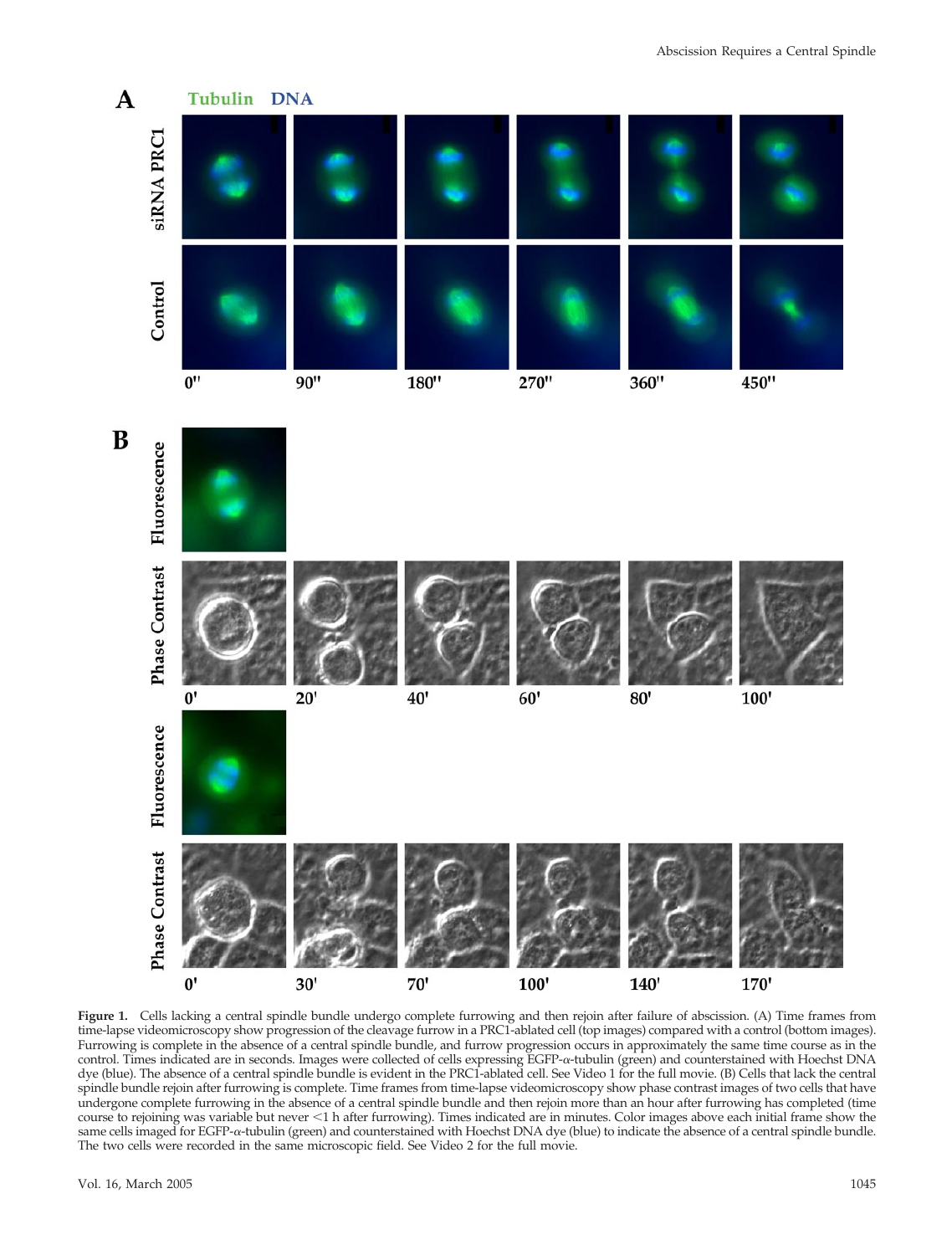**Figure 1.** Cells lacking a central spindle bundle undergo complete furrowing and then rejoin after failure of abscission. (A) Time frames from time-lapse videomicroscopy show progression of the cleavage furrow in a PRC1-ablated cell (top images) compared with a control (bottom images). Furrowing is complete in the absence of a central spindle bundle, and furrow progression occurs in approximately the same time course as in the control. Times indicated are in seconds. Images were collected of cells expressing EGFP-α-tubulin (green) and counterstained with Hoechst DNA dye (blue). The absence of a central spindle bundle is evident in the PRC1-ablated cell. See Video 1 for the full movie. (B) Cells that lack the central spindle bundle rejoin after furrowing is complete. Time frames from time-lapse videomicroscopy show phase contrast images of two cells that have undergone complete furrowing in the absence of a central spindle bundle and then rejoin more than an hour after furrowing has completed (time course to rejoining was variable but never <1 h after furrowing). Times indicated are in minutes. Color images above each initial frame show the same cells imaged for EGFP-α-tubulin (green) and counterstained with Hoechst DNA dye (blue) to indicate the absence of a central spindle bundle. The two cells were recorded in the same microscopic field. See Video 2 for the full movie.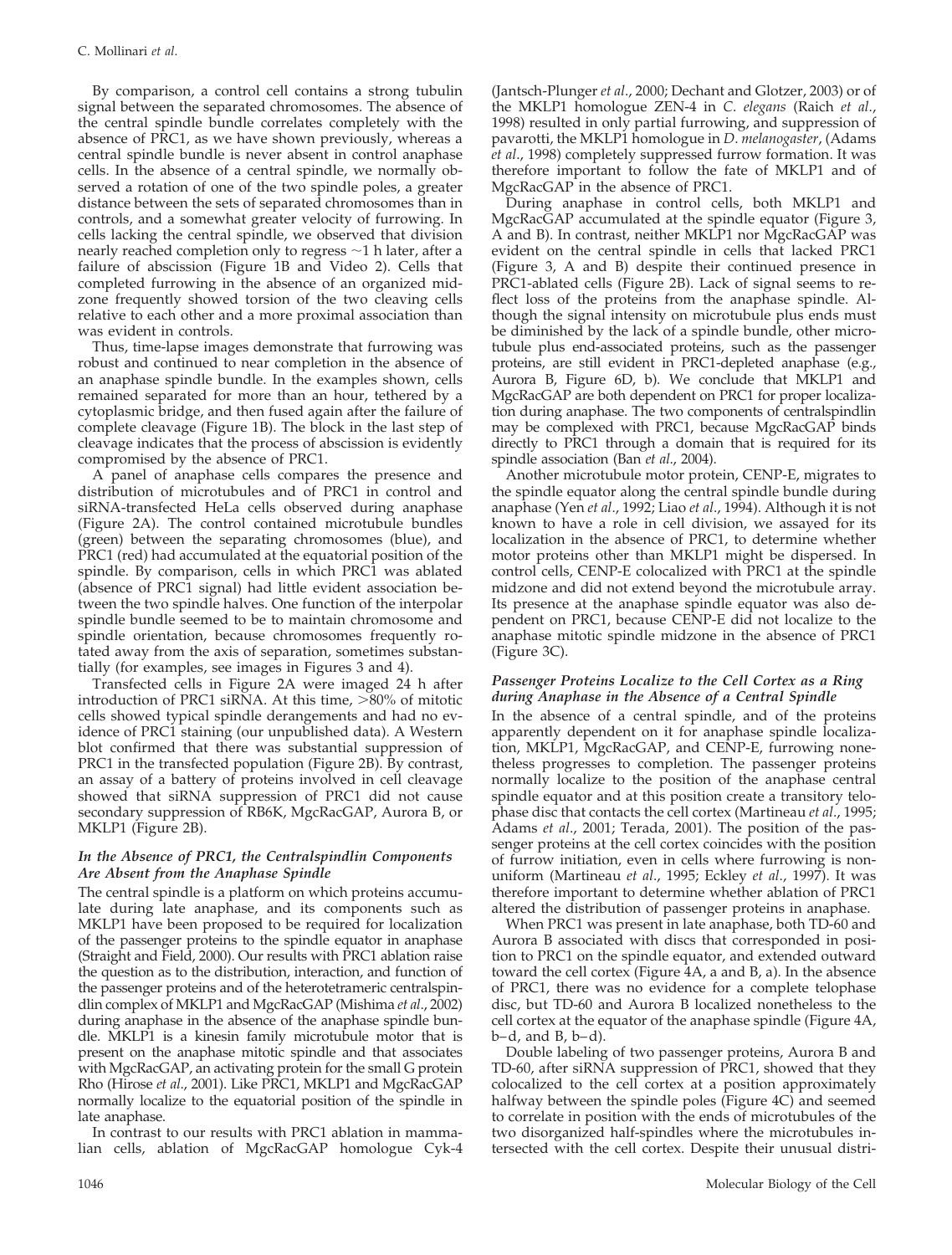By comparison, a control cell contains a strong tubulin signal between the separated chromosomes. The absence of the central spindle bundle correlates completely with the absence of PRC1, as we have shown previously, whereas a central spindle bundle is never absent in control anaphase cells. In the absence of a central spindle, we normally observed a rotation of one of the two spindle poles, a greater distance between the sets of separated chromosomes than in controls, and a somewhat greater velocity of furrowing. In cells lacking the central spindle, we observed that division nearly reached completion only to regress ~1 h later, after a failure of abscission (Figure 1B and Video 2). Cells that completed furrowing in the absence of an organized midzone frequently showed torsion of the two cleaving cells relative to each other and a more proximal association than was evident in controls.

Thus, time-lapse images demonstrate that furrowing was robust and continued to near completion in the absence of an anaphase spindle bundle. In the examples shown, cells remained separated for more than an hour, tethered by a cytoplasmic bridge, and then fused again after the failure of complete cleavage (Figure 1B). The block in the last step of cleavage indicates that the process of abscission is evidently compromised by the absence of PRC1.

A panel of anaphase cells compares the presence and distribution of microtubules and of PRC1 in control and siRNA-transfected HeLa cells observed during anaphase (Figure 2A). The control contained microtubule bundles (green) between the separating chromosomes (blue), and PRC1 (red) had accumulated at the equatorial position of the spindle. By comparison, cells in which PRC1 was ablated (absence of PRC1 signal) had little evident association between the two spindle halves. One function of the interpolar spindle bundle seemed to be to maintain chromosome and spindle orientation, because chromosomes frequently rotated away from the axis of separation, sometimes substantially (for examples, see images in Figures 3 and 4).

Transfected cells in Figure 2A were imaged 24 h after introduction of PRC1 siRNA. At this time, >80% of mitotic cells showed typical spindle derangements and had no evidence of PRC1 staining (our unpublished data). A Western blot confirmed that there was substantial suppression of PRC1 in the transfected population (Figure 2B). By contrast, an assay of a battery of proteins involved in cell cleavage showed that siRNA suppression of PRC1 did not cause secondary suppression of RB6K, MgcRacGAP, Aurora B, or MKLP1 (Figure 2B).

### *In the Absence of PRC1, the Centralspindlin Components Are Absent from the Anaphase Spindle*

The central spindle is a platform on which proteins accumulate during late anaphase, and its components such as MKLP1 have been proposed to be required for localization of the passenger proteins to the spindle equator in anaphase (Straight and Field, 2000). Our results with PRC1 ablation raise the question as to the distribution, interaction, and function of the passenger proteins and of the heterotetrameric centralspindlin complex of MKLP1 and MgcRacGAP (Mishima *et al*., 2002) during anaphase in the absence of the anaphase spindle bundle. MKLP1 is a kinesin family microtubule motor that is present on the anaphase mitotic spindle and that associates with MgcRacGAP, an activating protein for the small G protein Rho (Hirose *et al*., 2001). Like PRC1, MKLP1 and MgcRacGAP normally localize to the equatorial position of the spindle in late anaphase.

In contrast to our results with PRC1 ablation in mammalian cells, ablation of MgcRacGAP homologue Cyk-4 (Jantsch-Plunger *et al*., 2000; Dechant and Glotzer, 2003) or of the MKLP1 homologue ZEN-4 in *C. elegans* (Raich *et al*., 1998) resulted in only partial furrowing, and suppression of pavarotti, the MKLP1 homologue in *D. melanogaster*, (Adams *et al*., 1998) completely suppressed furrow formation. It was therefore important to follow the fate of MKLP1 and of MgcRacGAP in the absence of PRC1.

During anaphase in control cells, both MKLP1 and MgcRacGAP accumulated at the spindle equator (Figure 3, A and B). In contrast, neither MKLP1 nor MgcRacGAP was evident on the central spindle in cells that lacked PRC1 (Figure 3, A and B) despite their continued presence in PRC1-ablated cells (Figure 2B). Lack of signal seems to reflect loss of the proteins from the anaphase spindle. Although the signal intensity on microtubule plus ends must be diminished by the lack of a spindle bundle, other microtubule plus end-associated proteins, such as the passenger proteins, are still evident in PRC1-depleted anaphase (e.g., Aurora B, Figure 6D, b). We conclude that MKLP1 and MgcRacGAP are both dependent on PRC1 for proper localization during anaphase. The two components of centralspindlin may be complexed with PRC1, because MgcRacGAP binds directly to PRC1 through a domain that is required for its spindle association (Ban *et al*., 2004).

Another microtubule motor protein, CENP-E, migrates to the spindle equator along the central spindle bundle during anaphase (Yen *et al*., 1992; Liao *et al*., 1994). Although it is not known to have a role in cell division, we assayed for its localization in the absence of PRC1, to determine whether motor proteins other than MKLP1 might be dispersed. In control cells, CENP-E colocalized with PRC1 at the spindle midzone and did not extend beyond the microtubule array. Its presence at the anaphase spindle equator was also dependent on PRC1, because CENP-E did not localize to the anaphase mitotic spindle midzone in the absence of PRC1 (Figure 3C).

### *Passenger Proteins Localize to the Cell Cortex as a Ring during Anaphase in the Absence of a Central Spindle*

In the absence of a central spindle, and of the proteins apparently dependent on it for anaphase spindle localization, MKLP1, MgcRacGAP, and CENP-E, furrowing nonetheless progresses to completion. The passenger proteins normally localize to the position of the anaphase central spindle equator and at this position create a transitory telophase disc that contacts the cell cortex (Martineau *et al*., 1995; Adams *et al*., 2001; Terada, 2001). The position of the passenger proteins at the cell cortex coincides with the position of furrow initiation, even in cells where furrowing is nonuniform (Martineau *et al*., 1995; Eckley *et al*., 1997). It was therefore important to determine whether ablation of PRC1 altered the distribution of passenger proteins in anaphase.

When PRC1 was present in late anaphase, both TD-60 and Aurora B associated with discs that corresponded in position to PRC1 on the spindle equator, and extended outward toward the cell cortex (Figure 4A, a and B, a). In the absence of PRC1, there was no evidence for a complete telophase disc, but TD-60 and Aurora B localized nonetheless to the cell cortex at the equator of the anaphase spindle (Figure 4A, b–d, and B, b–d).

Double labeling of two passenger proteins, Aurora B and TD-60, after siRNA suppression of PRC1, showed that they colocalized to the cell cortex at a position approximately halfway between the spindle poles (Figure 4C) and seemed to correlate in position with the ends of microtubules of the two disorganized half-spindles where the microtubules intersected with the cell cortex. Despite their unusual distri-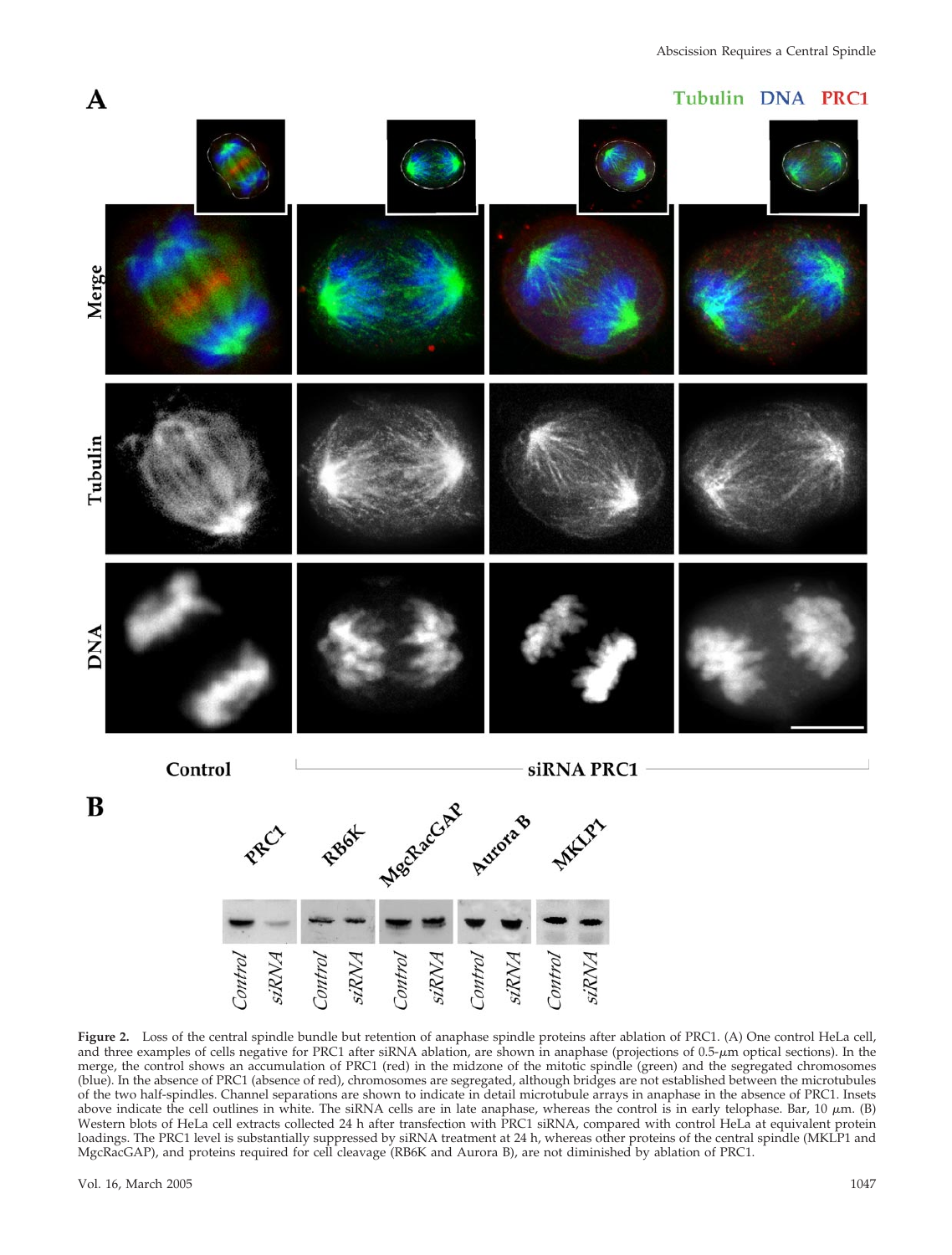**Figure 2.** Loss of the central spindle bundle but retention of anaphase spindle proteins after ablation of PRC1. (A) One control HeLa cell, and three examples of cells negative for PRC1 after siRNA ablation, are shown in anaphase (projections of 0.5-$\mu$m optical sections). In the merge, the control shows an accumulation of PRC1 (red) in the midzone of the mitotic spindle (green) and the segregated chromosomes (blue). In the absence of PRC1 (absence of red), chromosomes are segregated, although bridges are not established between the microtubules of the two half-spindles. Channel separations are shown to indicate in detail microtubule arrays in anaphase in the absence of PRC1. Insets above indicate the cell outlines in white. The siRNA cells are in late anaphase, whereas the control is in early telophase. Bar, 10 $\mu$m. (B) Western blots of HeLa cell extracts collected 24 h after transfection with PRC1 siRNA, compared with control HeLa at equivalent protein loadings. The PRC1 level is substantially suppressed by siRNA treatment at 24 h, whereas other proteins of the central spindle (MKLP1 and MgcRacGAP), and proteins required for cell cleavage (RB6K and Aurora B), are not diminished by ablation of PRC1.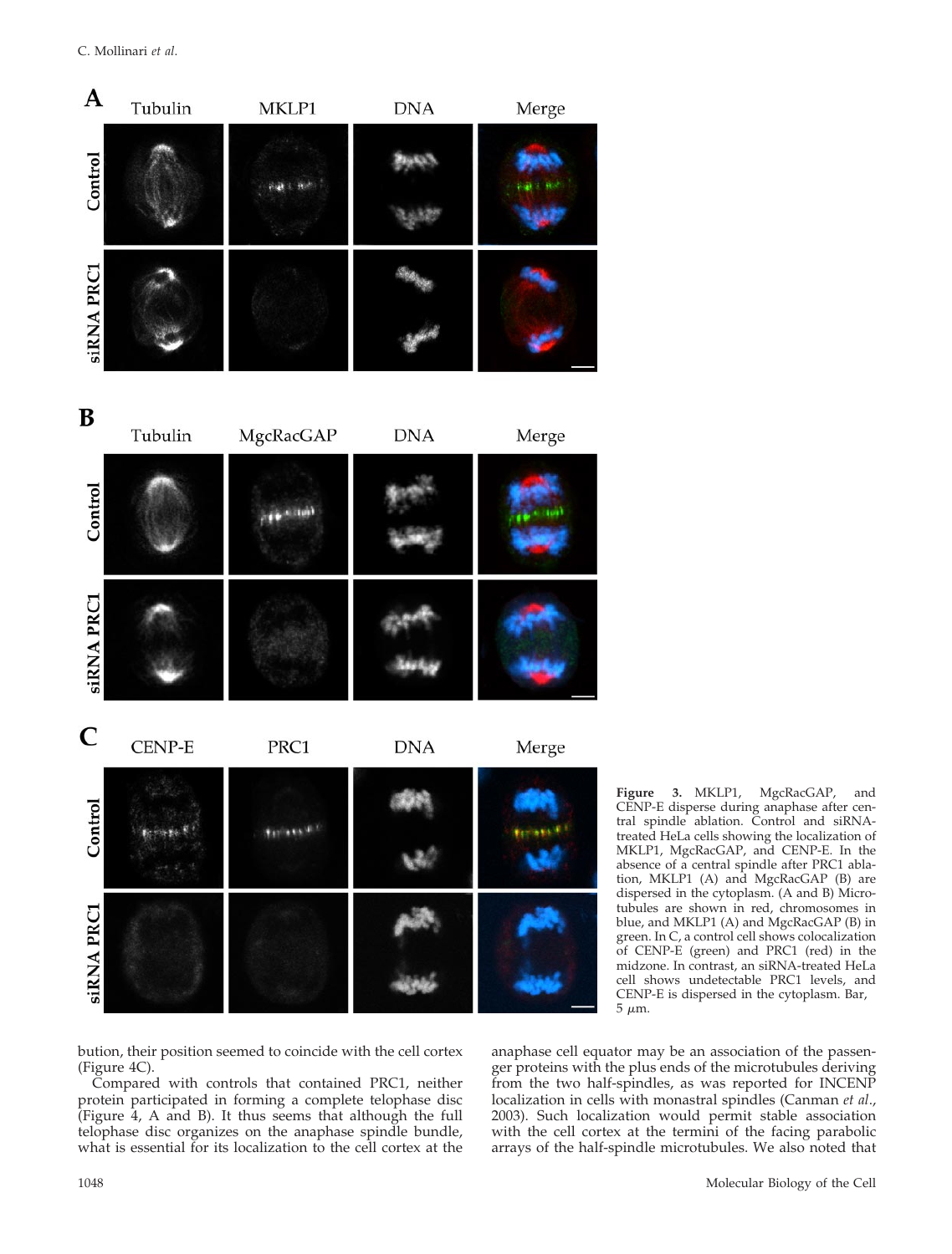**Figure 3.** MKLP1, MgcRacGAP, and CENP-E disperse during anaphase after central spindle ablation. Control and siRNA-treated HeLa cells showing the localization of MKLP1, MgcRacGAP, and CENP-E. In the absence of a central spindle after PRC1 ablation, MKLP1 (A) and MgcRacGAP (B) are dispersed in the cytoplasm. (A and B) Microtubules are shown in red, chromosomes in blue, and MKLP1 (A) and MgcRacGAP (B) in green. In C, a control cell shows colocalization of CENP-E (green) and PRC1 (red) in the midzone. In contrast, an siRNA-treated HeLa cell shows undetectable PRC1 levels, and CENP-E is dispersed in the cytoplasm. Bar, 5 μm.

bution, their position seemed to coincide with the cell cortex (Figure 4C).

Compared with controls that contained PRC1, neither protein participated in forming a complete telophase disc (Figure 4, A and B). It thus seems that although the full telophase disc organizes on the anaphase spindle bundle, what is essential for its localization to the cell cortex at the anaphase cell equator may be an association of the passenger proteins with the plus ends of the microtubules deriving from the two half-spindles, as was reported for INCENP localization in cells with monastral spindles (Canman *et al.*, 2003). Such localization would permit stable association with the cell cortex at the termini of the facing parabolic arrays of the half-spindle microtubules. We also noted that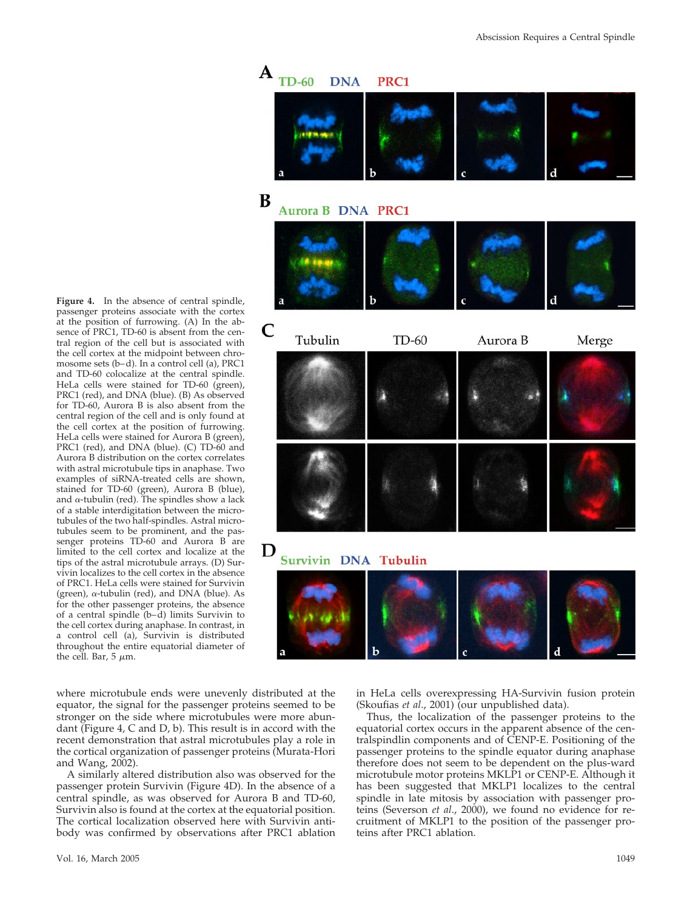**Figure 4.** In the absence of central spindle, passenger proteins associate with the cortex at the position of furrowing. (A) In the absence of PRC1, TD-60 is absent from the central region of the cell but is associated with the cell cortex at the midpoint between chromosome sets (b–d). In a control cell (a), PRC1 and TD-60 colocalize at the central spindle. HeLa cells were stained for TD-60 (green), PRC1 (red), and DNA (blue). (B) As observed for TD-60, Aurora B is also absent from the central region of the cell and is only found at the cell cortex at the position of furrowing. HeLa cells were stained for Aurora B (green), PRC1 (red), and DNA (blue). (C) TD-60 and Aurora B distribution on the cortex correlates with astral microtubule tips in anaphase. Two examples of siRNA-treated cells are shown, stained for TD-60 (green), Aurora B (blue), and α-tubulin (red). The spindles show a lack of a stable interdigitation between the microtubules of the two half-spindles. Astral microtubules seem to be prominent, and the passenger proteins TD-60 and Aurora B are limited to the cell cortex and localize at the tips of the astral microtubule arrays. (D) Survivin localizes to the cell cortex in the absence of PRC1. HeLa cells were stained for Survivin (green), α-tubulin (red), and DNA (blue). As for the other passenger proteins, the absence of a central spindle (b–d) limits Survivin to the cell cortex during anaphase. In contrast, in a control cell (a), Survivin is distributed throughout the entire equatorial diameter of the cell. Bar, 5 μm.

where microtubule ends were unevenly distributed at the equator, the signal for the passenger proteins seemed to be stronger on the side where microtubules were more abundant (Figure 4, C and D, b). This result is in accord with the recent demonstration that astral microtubules play a role in the cortical organization of passenger proteins (Murata-Hori and Wang, 2002).

A similarly altered distribution also was observed for the passenger protein Survivin (Figure 4D). In the absence of a central spindle, as was observed for Aurora B and TD-60, Survivin also is found at the cortex at the equatorial position. The cortical localization observed here with Survivin antibody was confirmed by observations after PRC1 ablation in HeLa cells overexpressing HA-Survivin fusion protein (Skoufias *et al.*, 2001) (our unpublished data).

Thus, the localization of the passenger proteins to the equatorial cortex occurs in the apparent absence of the centralspindlin components and of CENP-E. Positioning of the passenger proteins to the spindle equator during anaphase therefore does not seem to be dependent on the plus-ward microtubule motor proteins MKLP1 or CENP-E. Although it has been suggested that MKLP1 localizes to the central spindle in late mitosis by association with passenger proteins (Severson *et al.*, 2000), we found no evidence for recruitment of MKLP1 to the position of the passenger proteins after PRC1 ablation.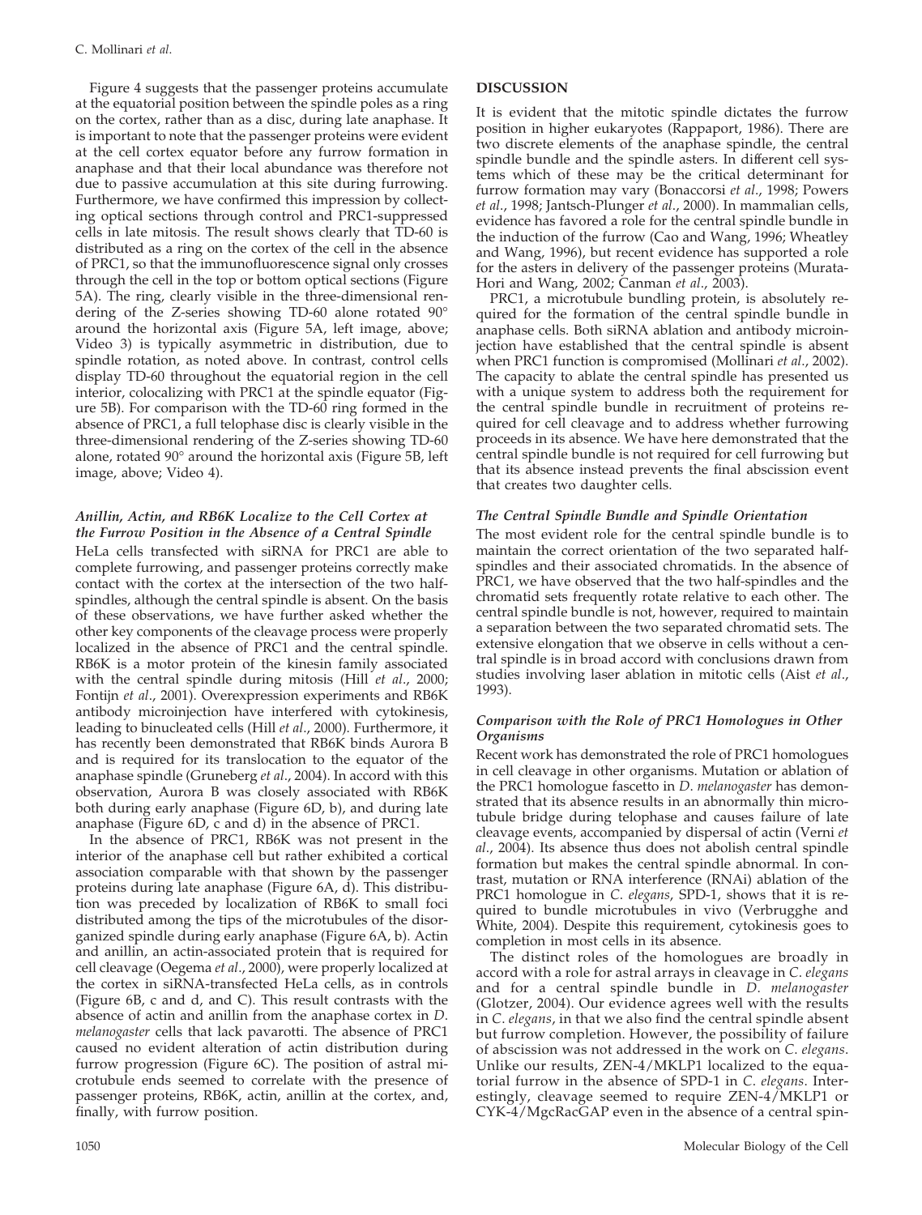Figure 4 suggests that the passenger proteins accumulate at the equatorial position between the spindle poles as a ring on the cortex, rather than as a disc, during late anaphase. It is important to note that the passenger proteins were evident at the cell cortex equator before any furrow formation in anaphase and that their local abundance was therefore not due to passive accumulation at this site during furrowing. Furthermore, we have confirmed this impression by collecting optical sections through control and PRC1-suppressed cells in late mitosis. The result shows clearly that TD-60 is distributed as a ring on the cortex of the cell in the absence of PRC1, so that the immunofluorescence signal only crosses through the cell in the top or bottom optical sections (Figure 5A). The ring, clearly visible in the three-dimensional rendering of the Z-series showing TD-60 alone rotated 90° around the horizontal axis (Figure 5A, left image, above; Video 3) is typically asymmetric in distribution, due to spindle rotation, as noted above. In contrast, control cells display TD-60 throughout the equatorial region in the cell interior, colocalizing with PRC1 at the spindle equator (Figure 5B). For comparison with the TD-60 ring formed in the absence of PRC1, a full telophase disc is clearly visible in the three-dimensional rendering of the Z-series showing TD-60 alone, rotated 90° around the horizontal axis (Figure 5B, left image, above; Video 4).

### *Anillin, Actin, and RB6K Localize to the Cell Cortex at the Furrow Position in the Absence of a Central Spindle*

HeLa cells transfected with siRNA for PRC1 are able to complete furrowing, and passenger proteins correctly make contact with the cortex at the intersection of the two half-spindles, although the central spindle is absent. On the basis of these observations, we have further asked whether the other key components of the cleavage process were properly localized in the absence of PRC1 and the central spindle. RB6K is a motor protein of the kinesin family associated with the central spindle during mitosis (Hill *et al*., 2000; Fontijn *et al*., 2001). Overexpression experiments and RB6K antibody microinjection have interfered with cytokinesis, leading to binucleated cells (Hill *et al*., 2000). Furthermore, it has recently been demonstrated that RB6K binds Aurora B and is required for its translocation to the equator of the anaphase spindle (Gruneberg *et al*., 2004). In accord with this observation, Aurora B was closely associated with RB6K both during early anaphase (Figure 6D, b), and during late anaphase (Figure 6D, c and d) in the absence of PRC1.

In the absence of PRC1, RB6K was not present in the interior of the anaphase cell but rather exhibited a cortical association comparable with that shown by the passenger proteins during late anaphase (Figure 6A, d). This distribution was preceded by localization of RB6K to small foci distributed among the tips of the microtubules of the disorganized spindle during early anaphase (Figure 6A, b). Actin and anillin, an actin-associated protein that is required for cell cleavage (Oegema *et al*., 2000), were properly localized at the cortex in siRNA-transfected HeLa cells, as in controls (Figure 6B, c and d, and C). This result contrasts with the absence of actin and anillin from the anaphase cortex in *D. melanogaster* cells that lack pavarotti. The absence of PRC1 caused no evident alteration of actin distribution during furrow progression (Figure 6C). The position of astral microtubule ends seemed to correlate with the presence of passenger proteins, RB6K, actin, anillin at the cortex, and, finally, with furrow position.

## DISCUSSION

It is evident that the mitotic spindle dictates the furrow position in higher eukaryotes (Rappaport, 1986). There are two discrete elements of the anaphase spindle, the central spindle bundle and the spindle asters. In different cell systems which of these may be the critical determinant for furrow formation may vary (Bonaccorsi *et al*., 1998; Powers *et al*., 1998; Jantsch-Plunger *et al*., 2000). In mammalian cells, evidence has favored a role for the central spindle bundle in the induction of the furrow (Cao and Wang, 1996; Wheatley and Wang, 1996), but recent evidence has supported a role for the asters in delivery of the passenger proteins (Murata-Hori and Wang, 2002; Canman *et al*., 2003).

PRC1, a microtubule bundling protein, is absolutely required for the formation of the central spindle bundle in anaphase cells. Both siRNA ablation and antibody microinjection have established that the central spindle is absent when PRC1 function is compromised (Mollinari *et al*., 2002). The capacity to ablate the central spindle has presented us with a unique system to address both the requirement for the central spindle bundle in recruitment of proteins required for cell cleavage and to address whether furrowing proceeds in its absence. We have here demonstrated that the central spindle bundle is not required for cell furrowing but that its absence instead prevents the final abscission event that creates two daughter cells.

### *The Central Spindle Bundle and Spindle Orientation*

The most evident role for the central spindle bundle is to maintain the correct orientation of the two separated half-spindles and their associated chromatids. In the absence of PRC1, we have observed that the two half-spindles and the chromatid sets frequently rotate relative to each other. The central spindle bundle is not, however, required to maintain a separation between the two separated chromatid sets. The extensive elongation that we observe in cells without a central spindle is in broad accord with conclusions drawn from studies involving laser ablation in mitotic cells (Aist *et al*., 1993).

### *Comparison with the Role of PRC1 Homologues in Other Organisms*

Recent work has demonstrated the role of PRC1 homologues in cell cleavage in other organisms. Mutation or ablation of the PRC1 homologue fascetto in *D. melanogaster* has demonstrated that its absence results in an abnormally thin microtubule bridge during telophase and causes failure of late cleavage events, accompanied by dispersal of actin (Verni *et al*., 2004). Its absence thus does not abolish central spindle formation but makes the central spindle abnormal. In contrast, mutation or RNA interference (RNAi) ablation of the PRC1 homologue in *C. elegans*, SPD-1, shows that it is required to bundle microtubules in vivo (Verbrugghe and White, 2004). Despite this requirement, cytokinesis goes to completion in most cells in its absence.

The distinct roles of the homologues are broadly in accord with a role for astral arrays in cleavage in *C. elegans* and for a central spindle bundle in *D. melanogaster* (Glotzer, 2004). Our evidence agrees well with the results in *C. elegans*, in that we also find the central spindle absent but furrow completion. However, the possibility of failure of abscission was not addressed in the work on *C. elegans*. Unlike our results, ZEN-4/MKLP1 localized to the equatorial furrow in the absence of SPD-1 in *C. elegans*. Interestingly, cleavage seemed to require ZEN-4/MKLP1 or CYK-4/MgcRacGAP even in the absence of a central spin-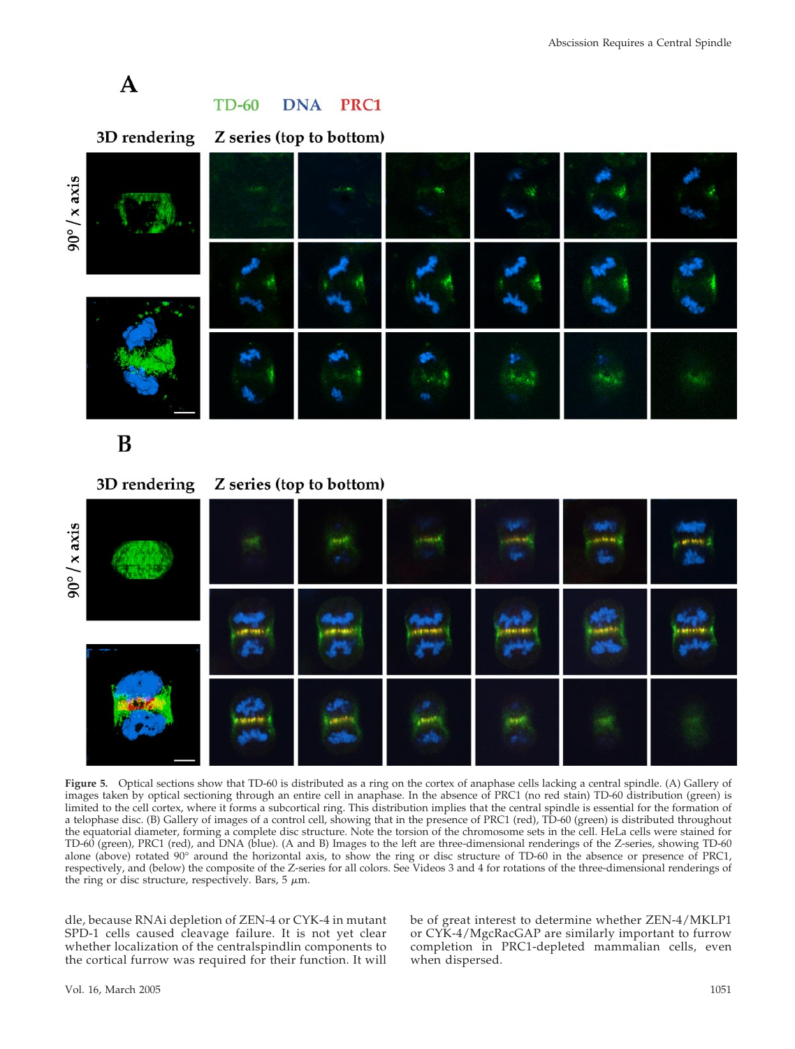**Figure 5.** Optical sections show that TD-60 is distributed as a ring on the cortex of anaphase cells lacking a central spindle. (A) Gallery of images taken by optical sectioning through an entire cell in anaphase. In the absence of PRC1 (no red stain) TD-60 distribution (green) is limited to the cell cortex, where it forms a subcortical ring. This distribution implies that the central spindle is essential for the formation of a telophase disc. (B) Gallery of images of a control cell, showing that in the presence of PRC1 (red), TD-60 (green) is distributed throughout the equatorial diameter, forming a complete disc structure. Note the torsion of the chromosome sets in the cell. HeLa cells were stained for TD-60 (green), PRC1 (red), and DNA (blue). (A and B) Images to the left are three-dimensional renderings of the Z-series, showing TD-60 alone (above) rotated 90° around the horizontal axis, to show the ring or disc structure of TD-60 in the absence or presence of PRC1, respectively, and (below) the composite of the Z-series for all colors. See Videos 3 and 4 for rotations of the three-dimensional renderings of the ring or disc structure, respectively. Bars, 5 $\mu$m.

dle, because RNAi depletion of ZEN-4 or CYK-4 in mutant SPD-1 cells caused cleavage failure. It is not yet clear whether localization of the centralspindlin components to the cortical furrow was required for their function. It will be of great interest to determine whether ZEN-4/MKLP1 or CYK-4/MgcRacGAP are similarly important to furrow completion in PRC1-depleted mammalian cells, even when dispersed.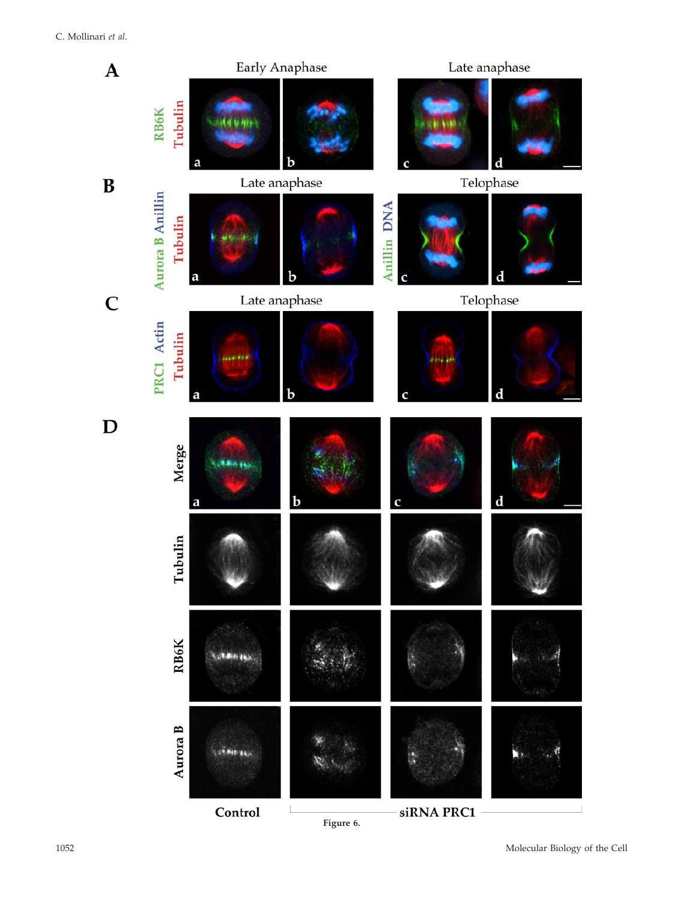Figure 6.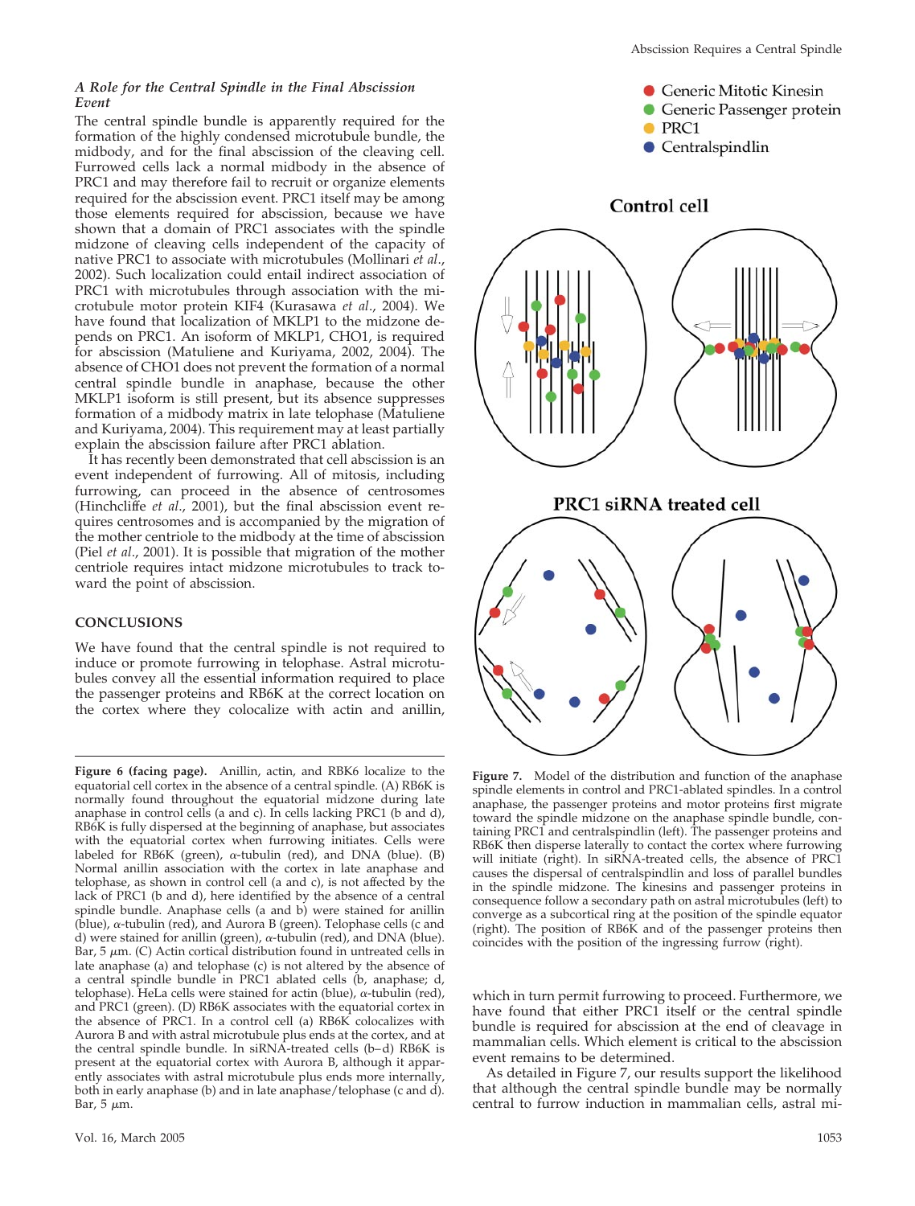### A Role for the Central Spindle in the Final Abscission Event

The central spindle bundle is apparently required for the formation of the highly condensed microtubule bundle, the midbody, and for the final abscission of the cleaving cell. Furrowed cells lack a normal midbody in the absence of PRC1 and may therefore fail to recruit or organize elements required for the abscission event. PRC1 itself may be among those elements required for abscission, because we have shown that a domain of PRC1 associates with the spindle midzone of cleaving cells independent of the capacity of native PRC1 to associate with microtubules (Mollinari *et al.*, 2002). Such localization could entail indirect association of PRC1 with microtubules through association with the microtubule motor protein KIF4 (Kurasawa *et al.*, 2004). We have found that localization of MKLP1 to the midzone depends on PRC1. An isoform of MKLP1, CHO1, is required for abscission (Matuliene and Kuriyama, 2002, 2004). The absence of CHO1 does not prevent the formation of a normal central spindle bundle in anaphase, because the other MKLP1 isoform is still present, but its absence suppresses formation of a midbody matrix in late telophase (Matuliene and Kuriyama, 2004). This requirement may at least partially explain the abscission failure after PRC1 ablation.

It has recently been demonstrated that cell abscission is an event independent of furrowing. All of mitosis, including furrowing, can proceed in the absence of centrosomes (Hinchcliffe *et al.*, 2001), but the final abscission event requires centrosomes and is accompanied by the migration of the mother centriole to the midbody at the time of abscission (Piel *et al.*, 2001). It is possible that migration of the mother centriole requires intact midzone microtubules to track toward the point of abscission.

## CONCLUSIONS

We have found that the central spindle is not required to induce or promote furrowing in telophase. Astral microtubules convey all the essential information required to place the passenger proteins and RB6K at the correct location on the cortex where they colocalize with actin and anillin, which in turn permit furrowing to proceed. Furthermore, we have found that either PRC1 itself or the central spindle bundle is required for abscission at the end of cleavage in mammalian cells. Which element is critical to the abscission event remains to be determined.

As detailed in Figure 7, our results support the likelihood that although the central spindle bundle may be normally central to furrow induction in mammalian cells, astral mi-

**Figure 6 (facing page).** Anillin, actin, and RBK6 localize to the equatorial cell cortex in the absence of a central spindle. (A) RB6K is normally found throughout the equatorial midzone during late anaphase in control cells (a and c). In cells lacking PRC1 (b and d), RB6K is fully dispersed at the beginning of anaphase, but associates with the equatorial cortex when furrowing initiates. Cells were labeled for RB6K (green), α-tubulin (red), and DNA (blue). (B) Normal anillin association with the cortex in late anaphase and telophase, as shown in control cell (a and c), is not affected by the lack of PRC1 (b and d), here identified by the absence of a central spindle bundle. Anaphase cells (a and b) were stained for anillin (blue), α-tubulin (red), and Aurora B (green). Telophase cells (c and d) were stained for anillin (green), α-tubulin (red), and DNA (blue). Bar, 5 μm. (C) Actin cortical distribution found in untreated cells in late anaphase (a) and telophase (c) is not altered by the absence of a central spindle bundle in PRC1 ablated cells (b, anaphase; d, telophase). HeLa cells were stained for actin (blue), α-tubulin (red), and PRC1 (green). (D) RB6K associates with the equatorial cortex in the absence of PRC1. In a control cell (a) RB6K colocalizes with Aurora B and with astral microtubule plus ends at the cortex, and at the central spindle bundle. In siRNA-treated cells (b–d) RB6K is present at the equatorial cortex with Aurora B, although it apparently associates with astral microtubule plus ends more internally, both in early anaphase (b) and in late anaphase/telophase (c and d). Bar, 5 μm.

**Figure 7.** Model of the distribution and function of the anaphase spindle elements in control and PRC1-ablated spindles. In a control anaphase, the passenger proteins and motor proteins first migrate toward the spindle midzone on the anaphase spindle bundle, containing PRC1 and centralspindlin (left). The passenger proteins and RB6K then disperse laterally to contact the cortex where furrowing will initiate (right). In siRNA-treated cells, the absence of PRC1 causes the dispersal of centralspindlin and loss of parallel bundles in the spindle midzone. The kinesins and passenger proteins in consequence follow a secondary path on astral microtubules (left) to converge as a subcortical ring at the position of the spindle equator (right). The position of RB6K and of the passenger proteins then coincides with the position of the ingressing furrow (right).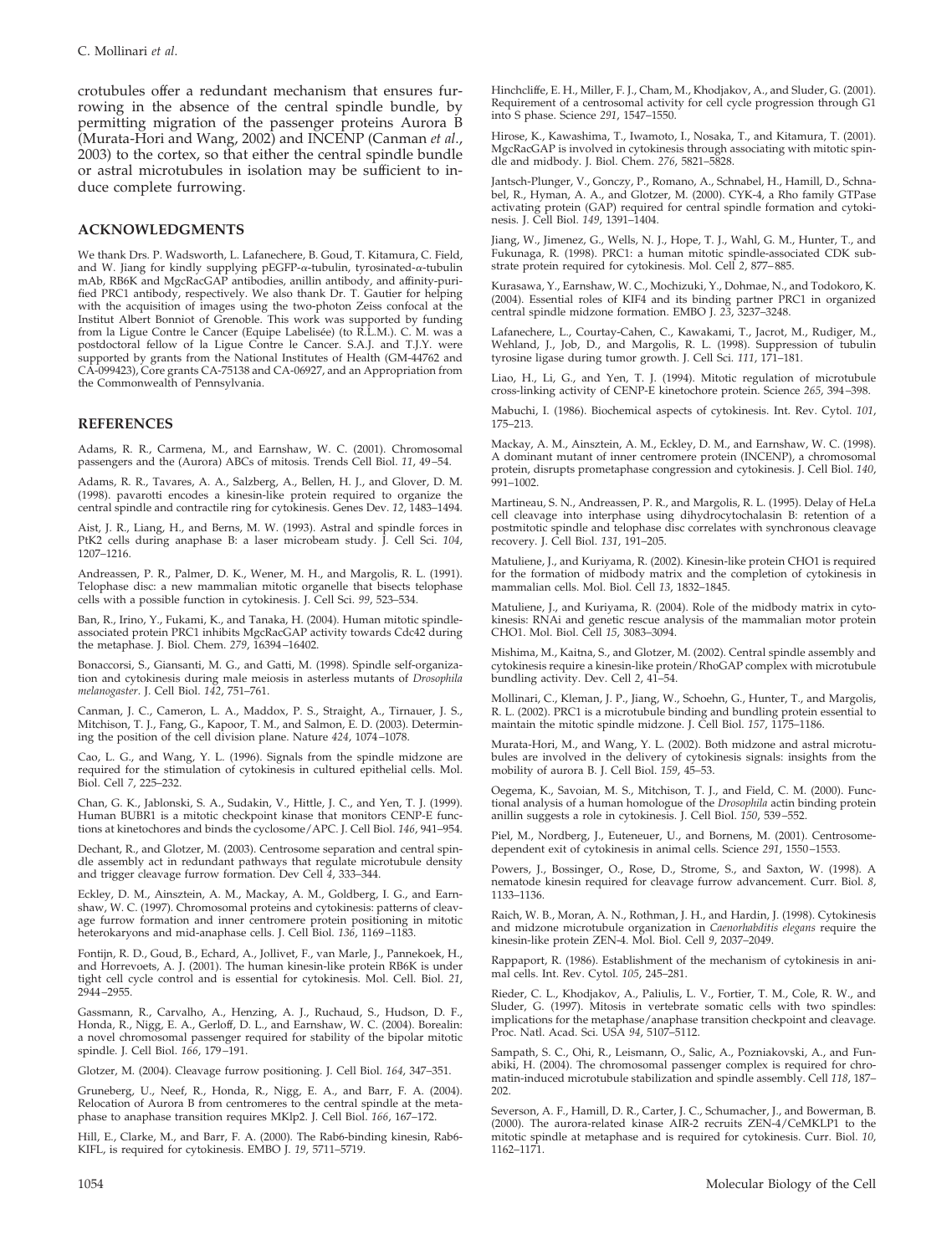crotubules offer a redundant mechanism that ensures furrowing in the absence of the central spindle bundle, by permitting migration of the passenger proteins Aurora B (Murata-Hori and Wang, 2002) and INCENP (Canman *et al*., 2003) to the cortex, so that either the central spindle bundle or astral microtubules in isolation may be sufficient to induce complete furrowing.

## ACKNOWLEDGMENTS

We thank Drs. P. Wadsworth, L. Lafanechere, B. Goud, T. Kitamura, C. Field, and W. Jiang for kindly supplying pEGFP-α-tubulin, tyrosinated-α-tubulin mAb, RB6K and MgcRacGAP antibodies, anillin antibody, and affinity-purified PRC1 antibody, respectively. We also thank Dr. T. Gautier for helping with the acquisition of images using the two-photon Zeiss confocal at the Institut Albert Bonniot of Grenoble. This work was supported by funding from la Ligue Contre le Cancer (Equipe Labelisée) (to R.L.M.). C. M. was a postdoctoral fellow of la Ligue Contre le Cancer. S.A.J. and T.J.Y. were supported by grants from the National Institutes of Health (GM-44762 and CA-099423), Core grants CA-75138 and CA-06927, and an Appropriation from the Commonwealth of Pennsylvania.

## REFERENCES

Adams, R. R., Carmena, M., and Earnshaw, W. C. (2001). Chromosomal passengers and the (Aurora) ABCs of mitosis. Trends Cell Biol. *11*, 49–54.

Adams, R. R., Tavares, A. A., Salzberg, A., Bellen, H. J., and Glover, D. M. (1998). pavarotti encodes a kinesin-like protein required to organize the central spindle and contractile ring for cytokinesis. Genes Dev. *12*, 1483–1494.

Aist, J. R., Liang, H., and Berns, M. W. (1993). Astral and spindle forces in PtK2 cells during anaphase B: a laser microbeam study. J. Cell Sci. *104*, 1207–1216.

Andreassen, P. R., Palmer, D. K., Wener, M. H., and Margolis, R. L. (1991). Telophase disc: a new mammalian mitotic organelle that bisects telophase cells with a possible function in cytokinesis. J. Cell Sci. *99*, 523–534.

Ban, R., Irino, Y., Fukami, K., and Tanaka, H. (2004). Human mitotic spindle-associated protein PRC1 inhibits MgcRacGAP activity towards Cdc42 during the metaphase. J. Biol. Chem. *279*, 16394–16402.

Bonaccorsi, S., Giansanti, M. G., and Gatti, M. (1998). Spindle self-organization and cytokinesis during male meiosis in asterless mutants of *Drosophila melanogaster*. J. Cell Biol. *142*, 751–761.

Canman, J. C., Cameron, L. A., Maddox, P. S., Straight, A., Tirnauer, J. S., Mitchison, T. J., Fang, G., Kapoor, T. M., and Salmon, E. D. (2003). Determining the position of the cell division plane. Nature *424*, 1074–1078.

Cao, L. G., and Wang, Y. L. (1996). Signals from the spindle midzone are required for the stimulation of cytokinesis in cultured epithelial cells. Mol. Biol. Cell *7*, 225–232.

Chan, G. K., Jablonski, S. A., Sudakin, V., Hittle, J. C., and Yen, T. J. (1999). Human BUBR1 is a mitotic checkpoint kinase that monitors CENP-E functions at kinetochores and binds the cyclosome/APC. J. Cell Biol. *146*, 941–954.

Dechant, R., and Glotzer, M. (2003). Centrosome separation and central spindle assembly act in redundant pathways that regulate microtubule density and trigger cleavage furrow formation. Dev Cell *4*, 333–344.

Eckley, D. M., Ainsztein, A. M., Mackay, A. M., Goldberg, I. G., and Earnshaw, W. C. (1997). Chromosomal proteins and cytokinesis: patterns of cleavage furrow formation and inner centromere protein positioning in mitotic heterokaryons and mid-anaphase cells. J. Cell Biol. *136*, 1169–1183.

Fontijn, R. D., Goud, B., Echard, A., Jollivet, F., van Marle, J., Pannekoek, H., and Horrevoets, A. J. (2001). The human kinesin-like protein RB6K is under tight cell cycle control and is essential for cytokinesis. Mol. Cell. Biol. *21*, 2944–2955.

Gassmann, R., Carvalho, A., Henzing, A. J., Ruchaud, S., Hudson, D. F., Honda, R., Nigg, E. A., Gerloff, D. L., and Earnshaw, W. C. (2004). Borealin: a novel chromosomal passenger required for stability of the bipolar mitotic spindle. J. Cell Biol. *166*, 179–191.

Glotzer, M. (2004). Cleavage furrow positioning. J. Cell Biol. *164*, 347–351.

Gruneberg, U., Neef, R., Honda, R., Nigg, E. A., and Barr, F. A. (2004). Relocation of Aurora B from centromeres to the central spindle at the metaphase to anaphase transition requires MKlp2. J. Cell Biol. *166*, 167–172.

Hill, E., Clarke, M., and Barr, F. A. (2000). The Rab6-binding kinesin, Rab6-KIFL, is required for cytokinesis. EMBO J. *19*, 5711–5719.

Hinchcliffe, E. H., Miller, F. J., Cham, M., Khodjakov, A., and Sluder, G. (2001). Requirement of a centrosomal activity for cell cycle progression through G1 into S phase. Science *291*, 1547–1550.

Hirose, K., Kawashima, T., Iwamoto, I., Nosaka, T., and Kitamura, T. (2001). MgcRacGAP is involved in cytokinesis through associating with mitotic spindle and midbody. J. Biol. Chem. *276*, 5821–5828.

Jantsch-Plunger, V., Gonczy, P., Romano, A., Schnabel, H., Hamill, D., Schnabel, R., Hyman, A. A., and Glotzer, M. (2000). CYK-4, a Rho family GTPase activating protein (GAP) required for central spindle formation and cytokinesis. J. Cell Biol. *149*, 1391–1404.

Jiang, W., Jimenez, G., Wells, N. J., Hope, T. J., Wahl, G. M., Hunter, T., and Fukunaga, R. (1998). PRC1: a human mitotic spindle-associated CDK substrate protein required for cytokinesis. Mol. Cell *2*, 877–885.

Kurasawa, Y., Earnshaw, W. C., Mochizuki, Y., Dohmae, N., and Todokoro, K. (2004). Essential roles of KIF4 and its binding partner PRC1 in organized central spindle midzone formation. EMBO J. *23*, 3237–3248.

Lafanechere, L., Courtay-Cahen, C., Kawakami, T., Jacrot, M., Rudiger, M., Wehland, J., Job, D., and Margolis, R. L. (1998). Suppression of tubulin tyrosine ligase during tumor growth. J. Cell Sci. *111*, 171–181.

Liao, H., Li, G., and Yen, T. J. (1994). Mitotic regulation of microtubule cross-linking activity of CENP-E kinetochore protein. Science *265*, 394–398.

Mabuchi, I. (1986). Biochemical aspects of cytokinesis. Int. Rev. Cytol. *101*, 175–213.

Mackay, A. M., Ainsztein, A. M., Eckley, D. M., and Earnshaw, W. C. (1998). A dominant mutant of inner centromere protein (INCENP), a chromosomal protein, disrupts prometaphase congression and cytokinesis. J. Cell Biol. *140*, 991–1002.

Martineau, S. N., Andreassen, P. R., and Margolis, R. L. (1995). Delay of HeLa cell cleavage into interphase using dihydrocytochalasin B: retention of a postmitotic spindle and telophase disc correlates with synchronous cleavage recovery. J. Cell Biol. *131*, 191–205.

Matuliene, J., and Kuriyama, R. (2002). Kinesin-like protein CHO1 is required for the formation of midbody matrix and the completion of cytokinesis in mammalian cells. Mol. Biol. Cell *13*, 1832–1845.

Matuliene, J., and Kuriyama, R. (2004). Role of the midbody matrix in cytokinesis: RNAi and genetic rescue analysis of the mammalian motor protein CHO1. Mol. Biol. Cell *15*, 3083–3094.

Mishima, M., Kaitna, S., and Glotzer, M. (2002). Central spindle assembly and cytokinesis require a kinesin-like protein/RhoGAP complex with microtubule bundling activity. Dev. Cell *2*, 41–54.

Mollinari, C., Kleman, J. P., Jiang, W., Schoehn, G., Hunter, T., and Margolis, R. L. (2002). PRC1 is a microtubule binding and bundling protein essential to maintain the mitotic spindle midzone. J. Cell Biol. *157*, 1175–1186.

Murata-Hori, M., and Wang, Y. L. (2002). Both midzone and astral microtubules are involved in the delivery of cytokinesis signals: insights from the mobility of aurora B. J. Cell Biol. *159*, 45–53.

Oegema, K., Savoian, M. S., Mitchison, T. J., and Field, C. M. (2000). Functional analysis of a human homologue of the *Drosophila* actin binding protein anillin suggests a role in cytokinesis. J. Cell Biol. *150*, 539–552.

Piel, M., Nordberg, J., Euteneuer, U., and Bornens, M. (2001). Centrosome-dependent exit of cytokinesis in animal cells. Science *291*, 1550–1553.

Powers, J., Bossinger, O., Rose, D., Strome, S., and Saxton, W. (1998). A nematode kinesin required for cleavage furrow advancement. Curr. Biol. *8*, 1133–1136.

Raich, W. B., Moran, A. N., Rothman, J. H., and Hardin, J. (1998). Cytokinesis and midzone microtubule organization in *Caenorhabditis elegans* require the kinesin-like protein ZEN-4. Mol. Biol. Cell *9*, 2037–2049.

Rappaport, R. (1986). Establishment of the mechanism of cytokinesis in animal cells. Int. Rev. Cytol. *105*, 245–281.

Rieder, C. L., Khodjakov, A., Paliulis, L. V., Fortier, T. M., Cole, R. W., and Sluder, G. (1997). Mitosis in vertebrate somatic cells with two spindles: implications for the metaphase/anaphase transition checkpoint and cleavage. Proc. Natl. Acad. Sci. USA *94*, 5107–5112.

Sampath, S. C., Ohi, R., Leismann, O., Salic, A., Pozniakovski, A., and Funabiki, H. (2004). The chromosomal passenger complex is required for chromatin-induced microtubule stabilization and spindle assembly. Cell *118*, 187–202.

Severson, A. F., Hamill, D. R., Carter, J. C., Schumacher, J., and Bowerman, B. (2000). The aurora-related kinase AIR-2 recruits ZEN-4/CeMKLP1 to the mitotic spindle at metaphase and is required for cytokinesis. Curr. Biol. *10*, 1162–1171.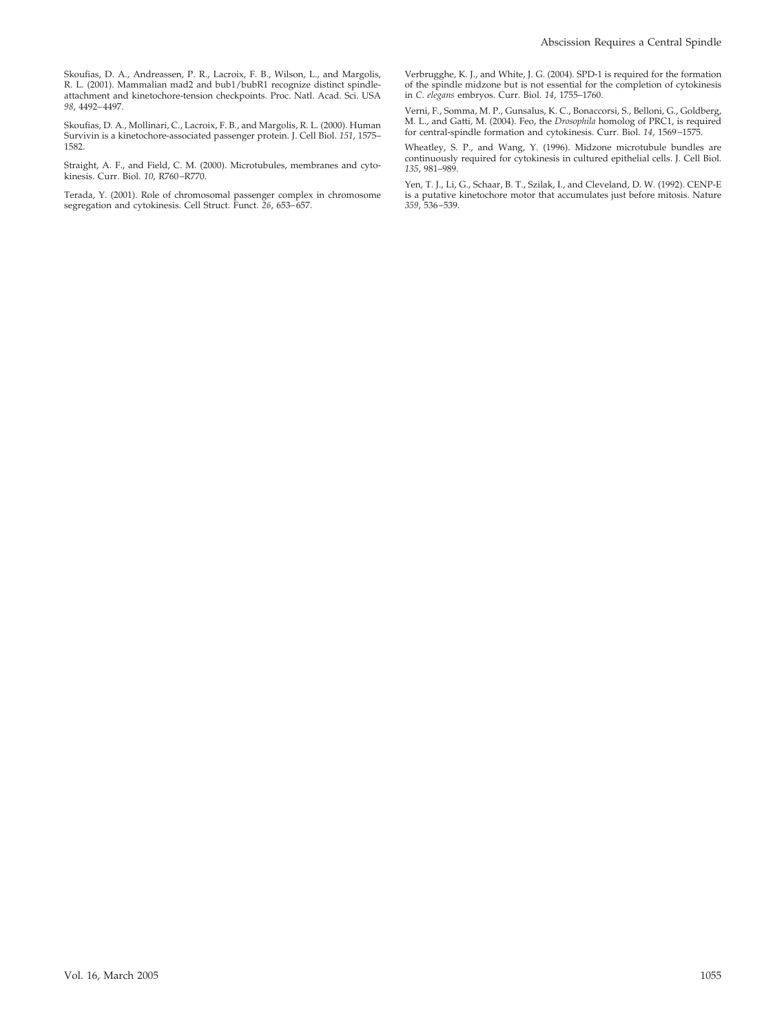Skoufias, D. A., Andreassen, P. R., Lacroix, F. B., Wilson, L., and Margolis, R. L. (2001). Mammalian mad2 and bub1/bubR1 recognize distinct spindle-attachment and kinetochore-tension checkpoints. Proc. Natl. Acad. Sci. USA *98*, 4492–4497.

Skoufias, D. A., Mollinari, C., Lacroix, F. B., and Margolis, R. L. (2000). Human Survivin is a kinetochore-associated passenger protein. J. Cell Biol. *151*, 1575–1582.

Straight, A. F., and Field, C. M. (2000). Microtubules, membranes and cytokinesis. Curr. Biol. *10*, R760–R770.

Terada, Y. (2001). Role of chromosomal passenger complex in chromosome segregation and cytokinesis. Cell Struct. Funct. *26*, 653–657.

Verbrugghe, K. J., and White, J. G. (2004). SPD-1 is required for the formation of the spindle midzone but is not essential for the completion of cytokinesis in *C. elegans* embryos. Curr. Biol. *14*, 1755–1760.

Verni, F., Somma, M. P., Gunsalus, K. C., Bonaccorsi, S., Belloni, G., Goldberg, M. L., and Gatti, M. (2004). Feo, the *Drosophila* homolog of PRC1, is required for central-spindle formation and cytokinesis. Curr. Biol. *14*, 1569–1575.

Wheatley, S. P., and Wang, Y. (1996). Midzone microtubule bundles are continuously required for cytokinesis in cultured epithelial cells. J. Cell Biol. *135*, 981–989.

Yen, T. J., Li, G., Schaar, B. T., Szilak, I., and Cleveland, D. W. (1992). CENP-E is a putative kinetochore motor that accumulates just before mitosis. Nature *359*, 536–539.